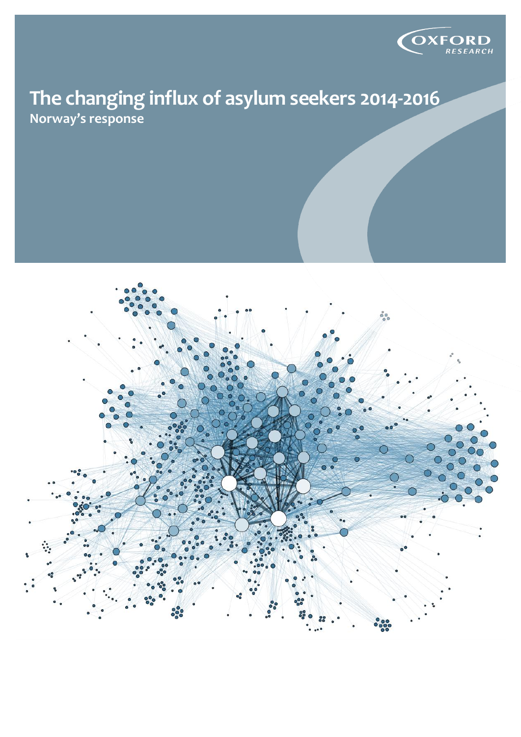OXFORD RESEARCH

# The changing influx of asylum seekers 2014-2016

## Norway's response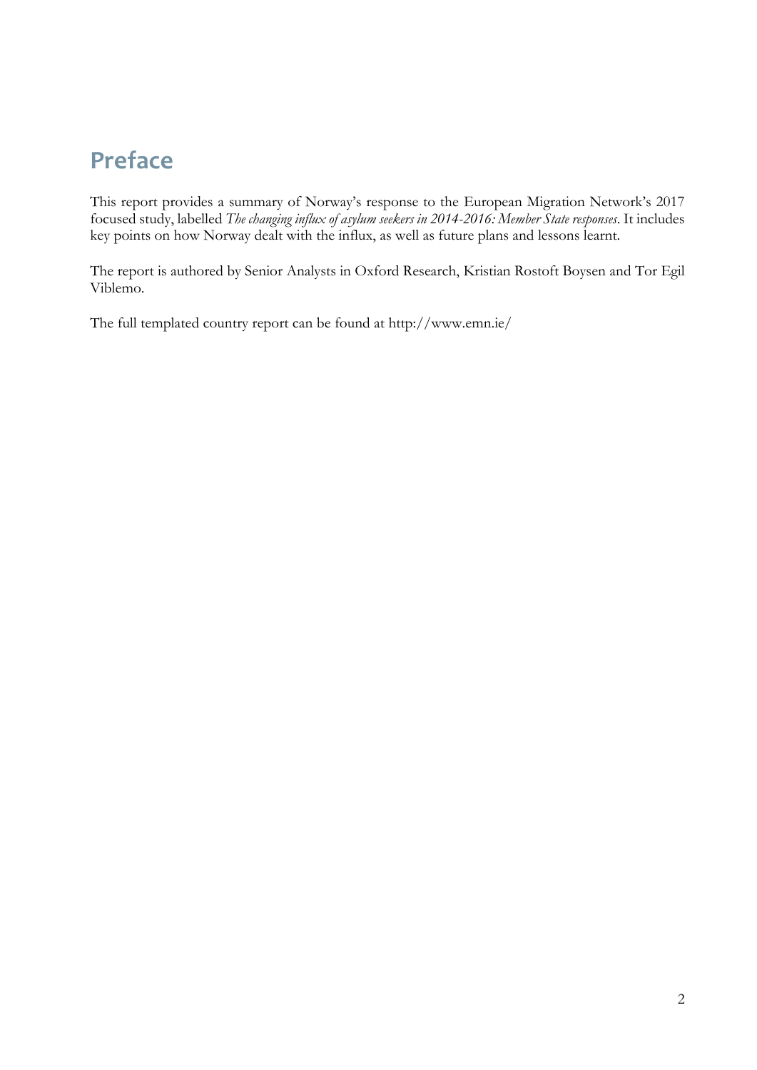# Preface

This report provides a summary of Norway's response to the European Migration Network's 2017 focused study, labelled *The changing influx of asylum seekers in 2014-2016: Member State responses*. It includes key points on how Norway dealt with the influx, as well as future plans and lessons learnt.

The report is authored by Senior Analysts in Oxford Research, Kristian Rostoft Boysen and Tor Egil Viblemo.

The full templated country report can be found at http://www.emn.ie/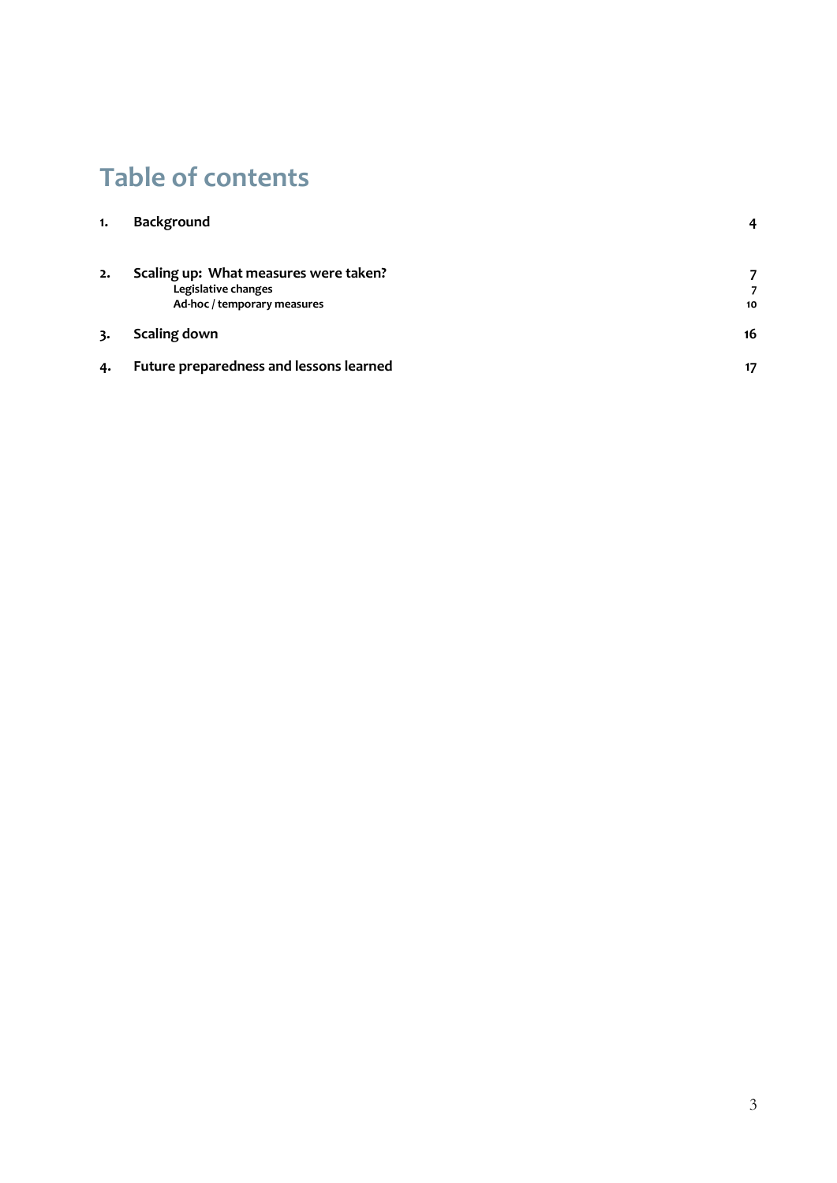# Table of contents

| | | |
|---|---|---|
| 1. | **Background** | 4 |
| 2. | **Scaling up: What measures were taken?** | 7 |
| | Legislative changes | 7 |
| | Ad-hoc / temporary measures | 10 |
| 3. | **Scaling down** | 16 |
| 4. | **Future preparedness and lessons learned** | 17 |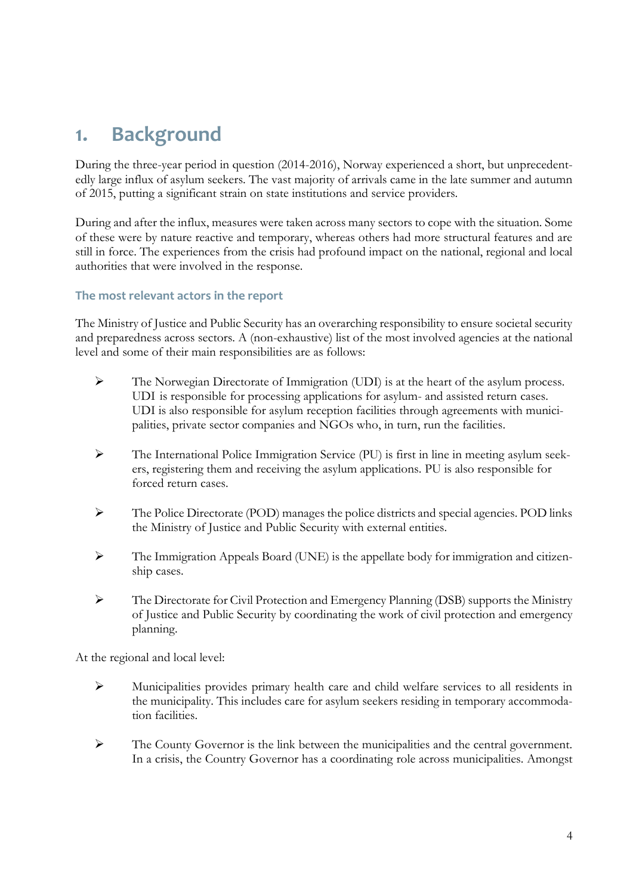# 1. Background

During the three-year period in question (2014-2016), Norway experienced a short, but unprecedentedly large influx of asylum seekers. The vast majority of arrivals came in the late summer and autumn of 2015, putting a significant strain on state institutions and service providers.

During and after the influx, measures were taken across many sectors to cope with the situation. Some of these were by nature reactive and temporary, whereas others had more structural features and are still in force. The experiences from the crisis had profound impact on the national, regional and local authorities that were involved in the response.

### The most relevant actors in the report

The Ministry of Justice and Public Security has an overarching responsibility to ensure societal security and preparedness across sectors. A (non-exhaustive) list of the most involved agencies at the national level and some of their main responsibilities are as follows:

- The Norwegian Directorate of Immigration (UDI) is at the heart of the asylum process. UDI is responsible for processing applications for asylum- and assisted return cases. UDI is also responsible for asylum reception facilities through agreements with municipalities, private sector companies and NGOs who, in turn, run the facilities.
- The International Police Immigration Service (PU) is first in line in meeting asylum seekers, registering them and receiving the asylum applications. PU is also responsible for forced return cases.
- The Police Directorate (POD) manages the police districts and special agencies. POD links the Ministry of Justice and Public Security with external entities.
- The Immigration Appeals Board (UNE) is the appellate body for immigration and citizenship cases.
- The Directorate for Civil Protection and Emergency Planning (DSB) supports the Ministry of Justice and Public Security by coordinating the work of civil protection and emergency planning.

At the regional and local level:

- Municipalities provides primary health care and child welfare services to all residents in the municipality. This includes care for asylum seekers residing in temporary accommodation facilities.
- The County Governor is the link between the municipalities and the central government. In a crisis, the Country Governor has a coordinating role across municipalities. Amongst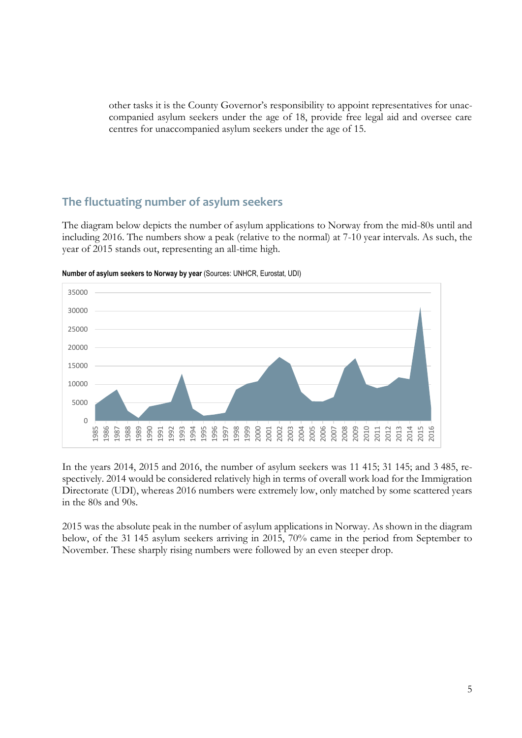other tasks it is the County Governor's responsibility to appoint representatives for unaccompanied asylum seekers under the age of 18, provide free legal aid and oversee care centres for unaccompanied asylum seekers under the age of 15.

## The fluctuating number of asylum seekers

The diagram below depicts the number of asylum applications to Norway from the mid-80s until and including 2016. The numbers show a peak (relative to the normal) at 7-10 year intervals. As such, the year of 2015 stands out, representing an all-time high.

**Number of asylum seekers to Norway by year** (Sources: UNHCR, Eurostat, UDI)

In the years 2014, 2015 and 2016, the number of asylum seekers was 11 415; 31 145; and 3 485, respectively. 2014 would be considered relatively high in terms of overall work load for the Immigration Directorate (UDI), whereas 2016 numbers were extremely low, only matched by some scattered years in the 80s and 90s.

2015 was the absolute peak in the number of asylum applications in Norway. As shown in the diagram below, of the 31 145 asylum seekers arriving in 2015, 70% came in the period from September to November. These sharply rising numbers were followed by an even steeper drop.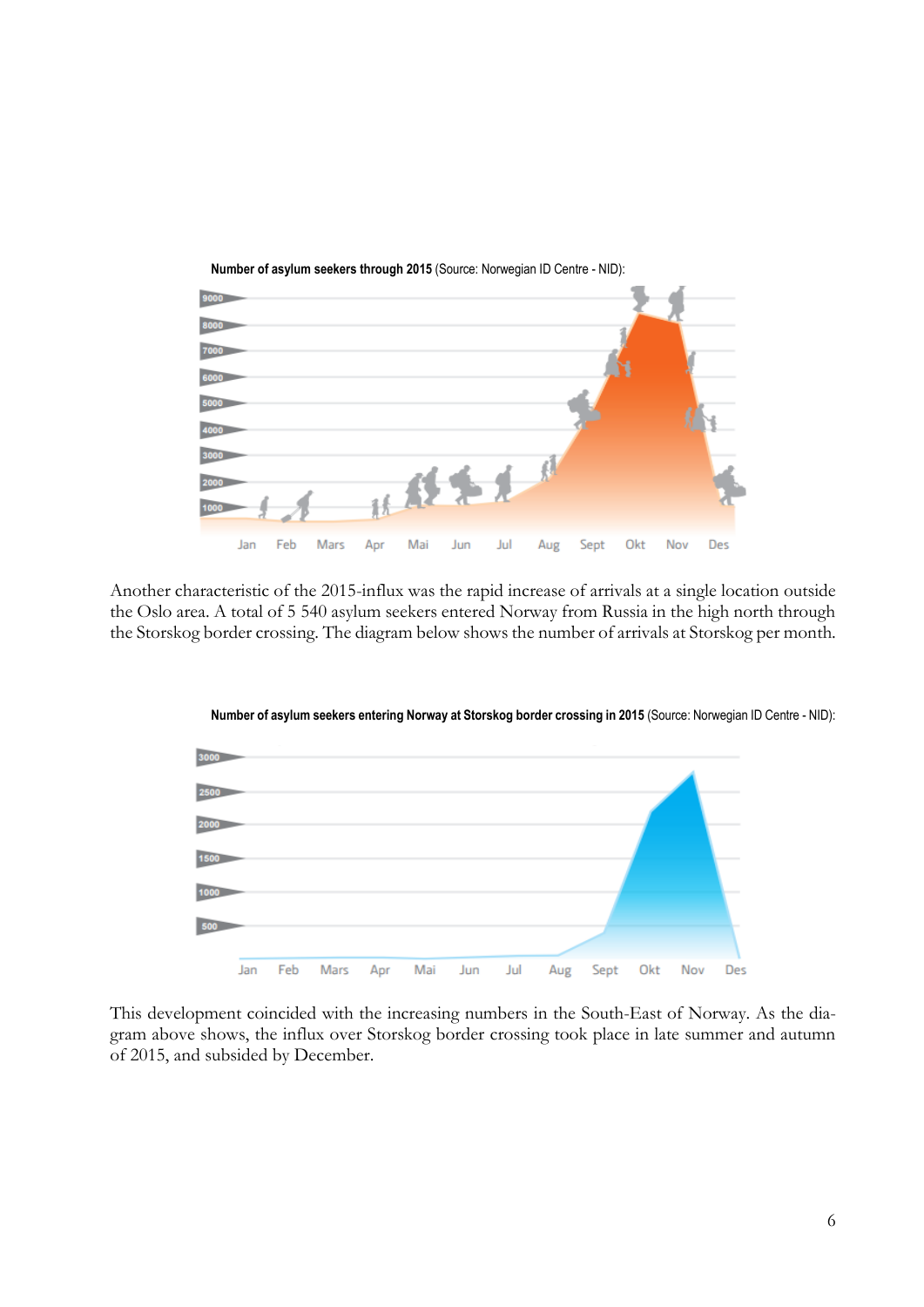**Number of asylum seekers through 2015** (Source: Norwegian ID Centre - NID):

Another characteristic of the 2015-influx was the rapid increase of arrivals at a single location outside the Oslo area. A total of 5 540 asylum seekers entered Norway from Russia in the high north through the Storskog border crossing. The diagram below shows the number of arrivals at Storskog per month.

**Number of asylum seekers entering Norway at Storskog border crossing in 2015** (Source: Norwegian ID Centre - NID):

This development coincided with the increasing numbers in the South-East of Norway. As the diagram above shows, the influx over Storskog border crossing took place in late summer and autumn of 2015, and subsided by December.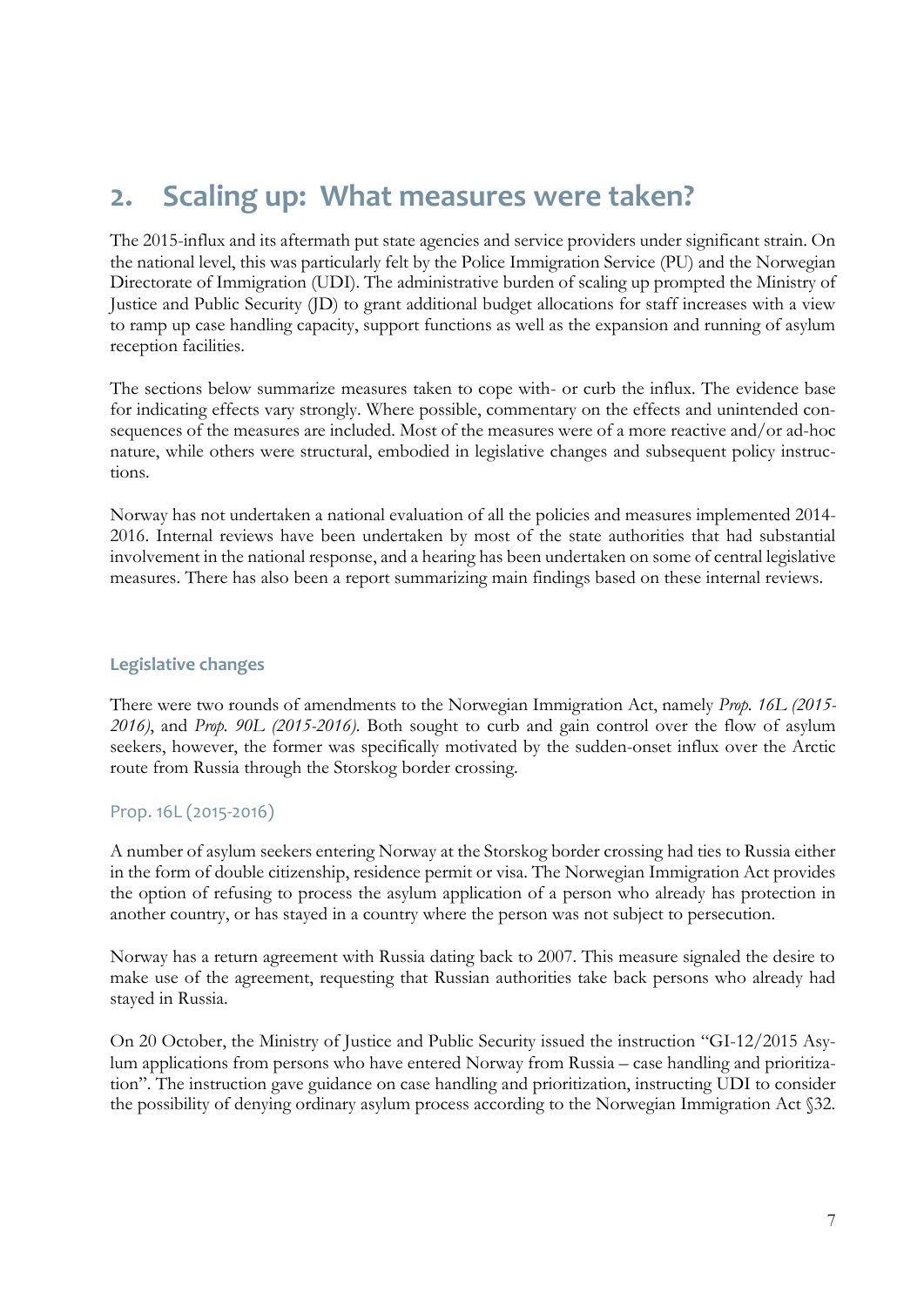## 2. Scaling up: What measures were taken?

The 2015-influx and its aftermath put state agencies and service providers under significant strain. On the national level, this was particularly felt by the Police Immigration Service (PU) and the Norwegian Directorate of Immigration (UDI). The administrative burden of scaling up prompted the Ministry of Justice and Public Security (JD) to grant additional budget allocations for staff increases with a view to ramp up case handling capacity, support functions as well as the expansion and running of asylum reception facilities.

The sections below summarize measures taken to cope with- or curb the influx. The evidence base for indicating effects vary strongly. Where possible, commentary on the effects and unintended consequences of the measures are included. Most of the measures were of a more reactive and/or ad-hoc nature, while others were structural, embodied in legislative changes and subsequent policy instructions.

Norway has not undertaken a national evaluation of all the policies and measures implemented 2014-2016. Internal reviews have been undertaken by most of the state authorities that had substantial involvement in the national response, and a hearing has been undertaken on some of central legislative measures. There has also been a report summarizing main findings based on these internal reviews.

### Legislative changes

There were two rounds of amendments to the Norwegian Immigration Act, namely *Prop. 16L (2015-2016)*, and *Prop. 90L (2015-2016)*. Both sought to curb and gain control over the flow of asylum seekers, however, the former was specifically motivated by the sudden-onset influx over the Arctic route from Russia through the Storskog border crossing.

#### Prop. 16L (2015-2016)

A number of asylum seekers entering Norway at the Storskog border crossing had ties to Russia either in the form of double citizenship, residence permit or visa. The Norwegian Immigration Act provides the option of refusing to process the asylum application of a person who already has protection in another country, or has stayed in a country where the person was not subject to persecution.

Norway has a return agreement with Russia dating back to 2007. This measure signaled the desire to make use of the agreement, requesting that Russian authorities take back persons who already had stayed in Russia.

On 20 October, the Ministry of Justice and Public Security issued the instruction "GI-12/2015 Asylum applications from persons who have entered Norway from Russia – case handling and prioritization". The instruction gave guidance on case handling and prioritization, instructing UDI to consider the possibility of denying ordinary asylum process according to the Norwegian Immigration Act §32.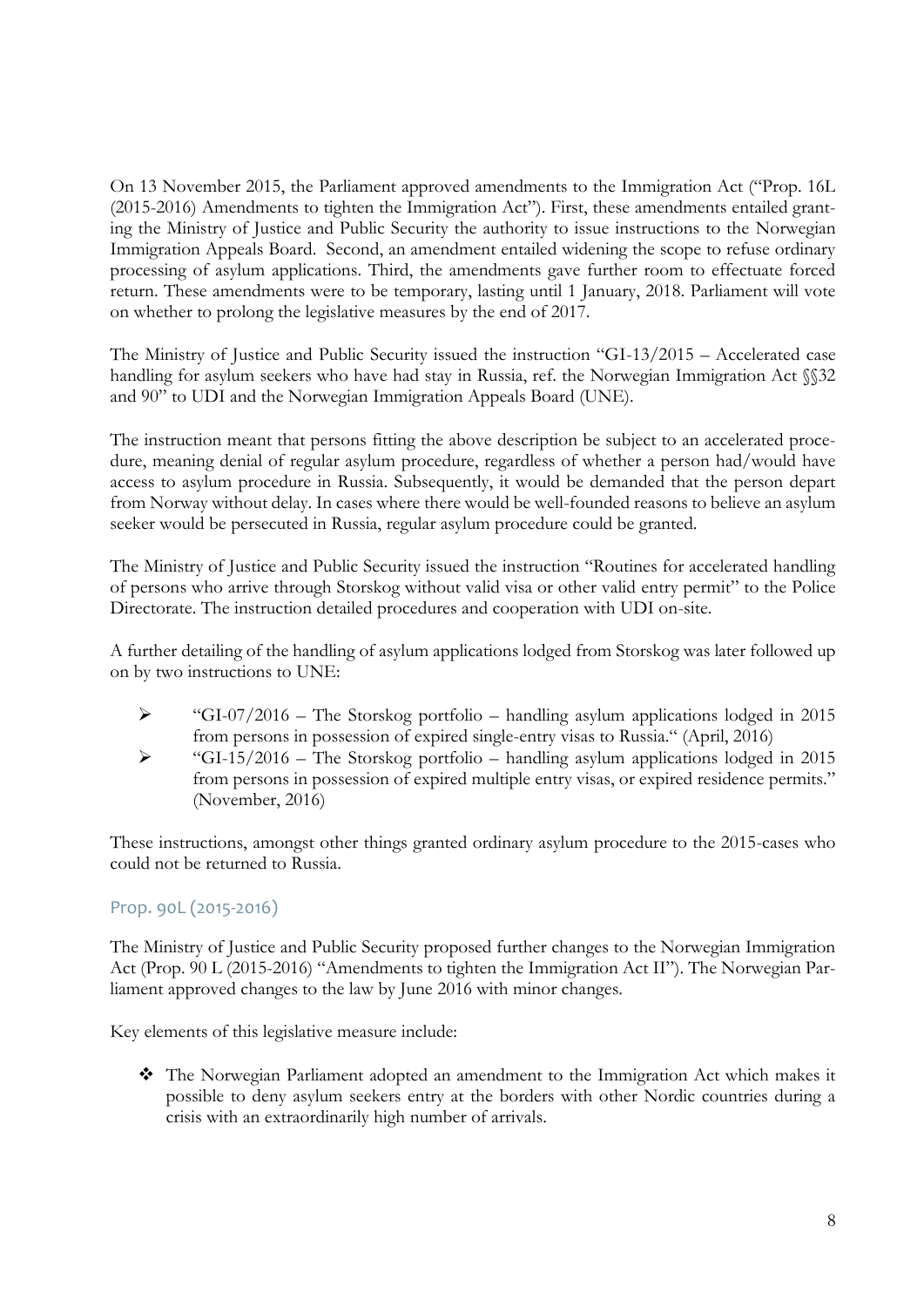On 13 November 2015, the Parliament approved amendments to the Immigration Act ("Prop. 16L (2015-2016) Amendments to tighten the Immigration Act"). First, these amendments entailed granting the Ministry of Justice and Public Security the authority to issue instructions to the Norwegian Immigration Appeals Board. Second, an amendment entailed widening the scope to refuse ordinary processing of asylum applications. Third, the amendments gave further room to effectuate forced return. These amendments were to be temporary, lasting until 1 January, 2018. Parliament will vote on whether to prolong the legislative measures by the end of 2017.

The Ministry of Justice and Public Security issued the instruction "GI-13/2015 – Accelerated case handling for asylum seekers who have had stay in Russia, ref. the Norwegian Immigration Act §§32 and 90" to UDI and the Norwegian Immigration Appeals Board (UNE).

The instruction meant that persons fitting the above description be subject to an accelerated procedure, meaning denial of regular asylum procedure, regardless of whether a person had/would have access to asylum procedure in Russia. Subsequently, it would be demanded that the person depart from Norway without delay. In cases where there would be well-founded reasons to believe an asylum seeker would be persecuted in Russia, regular asylum procedure could be granted.

The Ministry of Justice and Public Security issued the instruction "Routines for accelerated handling of persons who arrive through Storskog without valid visa or other valid entry permit" to the Police Directorate. The instruction detailed procedures and cooperation with UDI on-site.

A further detailing of the handling of asylum applications lodged from Storskog was later followed up on by two instructions to UNE:

- "GI-07/2016 – The Storskog portfolio – handling asylum applications lodged in 2015 from persons in possession of expired single-entry visas to Russia." (April, 2016)
- "GI-15/2016 – The Storskog portfolio – handling asylum applications lodged in 2015 from persons in possession of expired multiple entry visas, or expired residence permits." (November, 2016)

These instructions, amongst other things granted ordinary asylum procedure to the 2015-cases who could not be returned to Russia.

### Prop. 90L (2015-2016)

The Ministry of Justice and Public Security proposed further changes to the Norwegian Immigration Act (Prop. 90 L (2015-2016) "Amendments to tighten the Immigration Act II"). The Norwegian Parliament approved changes to the law by June 2016 with minor changes.

Key elements of this legislative measure include:

- The Norwegian Parliament adopted an amendment to the Immigration Act which makes it possible to deny asylum seekers entry at the borders with other Nordic countries during a crisis with an extraordinarily high number of arrivals.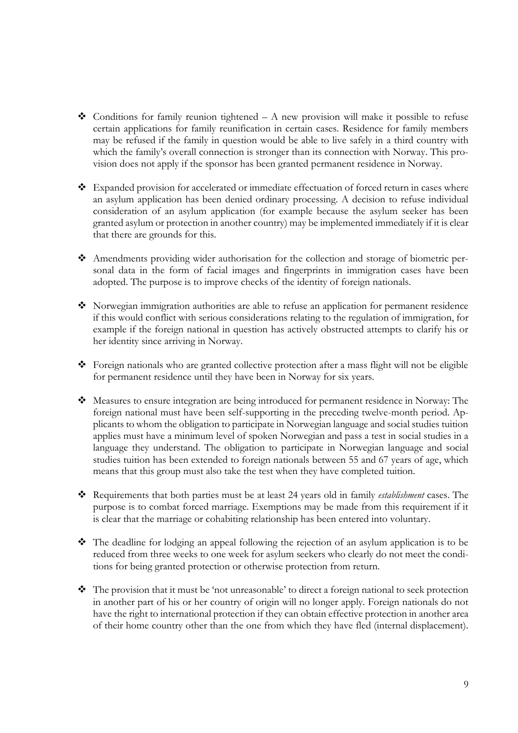- Conditions for family reunion tightened – A new provision will make it possible to refuse certain applications for family reunification in certain cases. Residence for family members may be refused if the family in question would be able to live safely in a third country with which the family's overall connection is stronger than its connection with Norway. This provision does not apply if the sponsor has been granted permanent residence in Norway.

- Expanded provision for accelerated or immediate effectuation of forced return in cases where an asylum application has been denied ordinary processing. A decision to refuse individual consideration of an asylum application (for example because the asylum seeker has been granted asylum or protection in another country) may be implemented immediately if it is clear that there are grounds for this.

- Amendments providing wider authorisation for the collection and storage of biometric personal data in the form of facial images and fingerprints in immigration cases have been adopted. The purpose is to improve checks of the identity of foreign nationals.

- Norwegian immigration authorities are able to refuse an application for permanent residence if this would conflict with serious considerations relating to the regulation of immigration, for example if the foreign national in question has actively obstructed attempts to clarify his or her identity since arriving in Norway.

- Foreign nationals who are granted collective protection after a mass flight will not be eligible for permanent residence until they have been in Norway for six years.

- Measures to ensure integration are being introduced for permanent residence in Norway: The foreign national must have been self-supporting in the preceding twelve-month period. Applicants to whom the obligation to participate in Norwegian language and social studies tuition applies must have a minimum level of spoken Norwegian and pass a test in social studies in a language they understand. The obligation to participate in Norwegian language and social studies tuition has been extended to foreign nationals between 55 and 67 years of age, which means that this group must also take the test when they have completed tuition.

- Requirements that both parties must be at least 24 years old in family *establishment* cases. The purpose is to combat forced marriage. Exemptions may be made from this requirement if it is clear that the marriage or cohabiting relationship has been entered into voluntary.

- The deadline for lodging an appeal following the rejection of an asylum application is to be reduced from three weeks to one week for asylum seekers who clearly do not meet the conditions for being granted protection or otherwise protection from return.

- The provision that it must be 'not unreasonable' to direct a foreign national to seek protection in another part of his or her country of origin will no longer apply. Foreign nationals do not have the right to international protection if they can obtain effective protection in another area of their home country other than the one from which they have fled (internal displacement).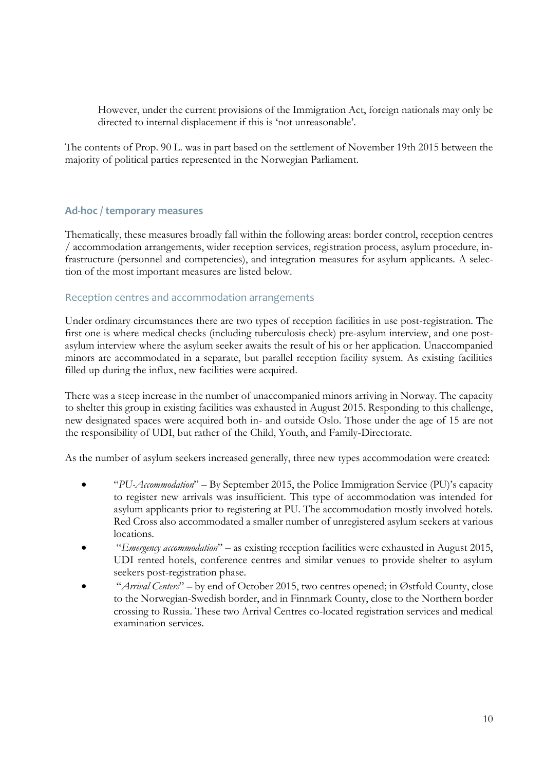However, under the current provisions of the Immigration Act, foreign nationals may only be directed to internal displacement if this is 'not unreasonable'.

The contents of Prop. 90 L. was in part based on the settlement of November 19th 2015 between the majority of political parties represented in the Norwegian Parliament.

## Ad-hoc / temporary measures

Thematically, these measures broadly fall within the following areas: border control, reception centres / accommodation arrangements, wider reception services, registration process, asylum procedure, infrastructure (personnel and competencies), and integration measures for asylum applicants. A selection of the most important measures are listed below.

### Reception centres and accommodation arrangements

Under ordinary circumstances there are two types of reception facilities in use post-registration. The first one is where medical checks (including tuberculosis check) pre-asylum interview, and one post-asylum interview where the asylum seeker awaits the result of his or her application. Unaccompanied minors are accommodated in a separate, but parallel reception facility system. As existing facilities filled up during the influx, new facilities were acquired.

There was a steep increase in the number of unaccompanied minors arriving in Norway. The capacity to shelter this group in existing facilities was exhausted in August 2015. Responding to this challenge, new designated spaces were acquired both in- and outside Oslo. Those under the age of 15 are not the responsibility of UDI, but rather of the Child, Youth, and Family-Directorate.

As the number of asylum seekers increased generally, three new types accommodation were created:

- "*PU-Accommodation*" – By September 2015, the Police Immigration Service (PU)'s capacity to register new arrivals was insufficient. This type of accommodation was intended for asylum applicants prior to registering at PU. The accommodation mostly involved hotels. Red Cross also accommodated a smaller number of unregistered asylum seekers at various locations.
- "*Emergency accommodation*" – as existing reception facilities were exhausted in August 2015, UDI rented hotels, conference centres and similar venues to provide shelter to asylum seekers post-registration phase.
- "*Arrival Centers*" – by end of October 2015, two centres opened; in Østfold County, close to the Norwegian-Swedish border, and in Finnmark County, close to the Northern border crossing to Russia. These two Arrival Centres co-located registration services and medical examination services.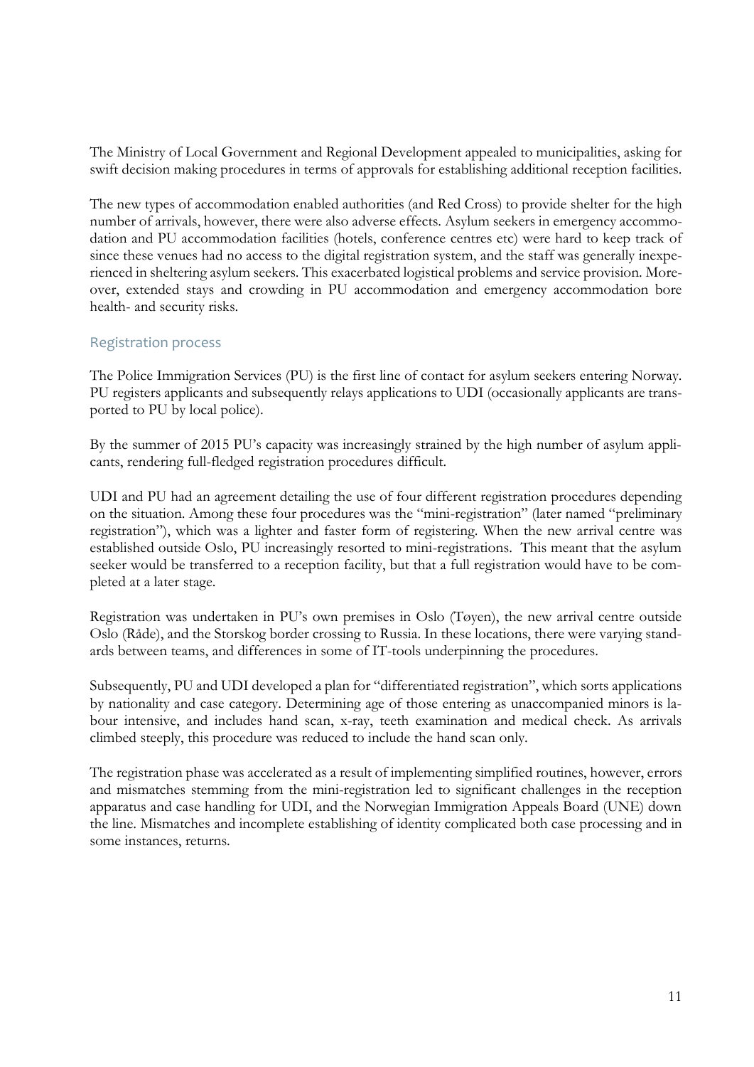The Ministry of Local Government and Regional Development appealed to municipalities, asking for swift decision making procedures in terms of approvals for establishing additional reception facilities.

The new types of accommodation enabled authorities (and Red Cross) to provide shelter for the high number of arrivals, however, there were also adverse effects. Asylum seekers in emergency accommodation and PU accommodation facilities (hotels, conference centres etc) were hard to keep track of since these venues had no access to the digital registration system, and the staff was generally inexperienced in sheltering asylum seekers. This exacerbated logistical problems and service provision. Moreover, extended stays and crowding in PU accommodation and emergency accommodation bore health- and security risks.

## Registration process

The Police Immigration Services (PU) is the first line of contact for asylum seekers entering Norway. PU registers applicants and subsequently relays applications to UDI (occasionally applicants are transported to PU by local police).

By the summer of 2015 PU's capacity was increasingly strained by the high number of asylum applicants, rendering full-fledged registration procedures difficult.

UDI and PU had an agreement detailing the use of four different registration procedures depending on the situation. Among these four procedures was the "mini-registration" (later named "preliminary registration"), which was a lighter and faster form of registering. When the new arrival centre was established outside Oslo, PU increasingly resorted to mini-registrations. This meant that the asylum seeker would be transferred to a reception facility, but that a full registration would have to be completed at a later stage.

Registration was undertaken in PU's own premises in Oslo (Tøyen), the new arrival centre outside Oslo (Råde), and the Storskog border crossing to Russia. In these locations, there were varying standards between teams, and differences in some of IT-tools underpinning the procedures.

Subsequently, PU and UDI developed a plan for "differentiated registration", which sorts applications by nationality and case category. Determining age of those entering as unaccompanied minors is labour intensive, and includes hand scan, x-ray, teeth examination and medical check. As arrivals climbed steeply, this procedure was reduced to include the hand scan only.

The registration phase was accelerated as a result of implementing simplified routines, however, errors and mismatches stemming from the mini-registration led to significant challenges in the reception apparatus and case handling for UDI, and the Norwegian Immigration Appeals Board (UNE) down the line. Mismatches and incomplete establishing of identity complicated both case processing and in some instances, returns.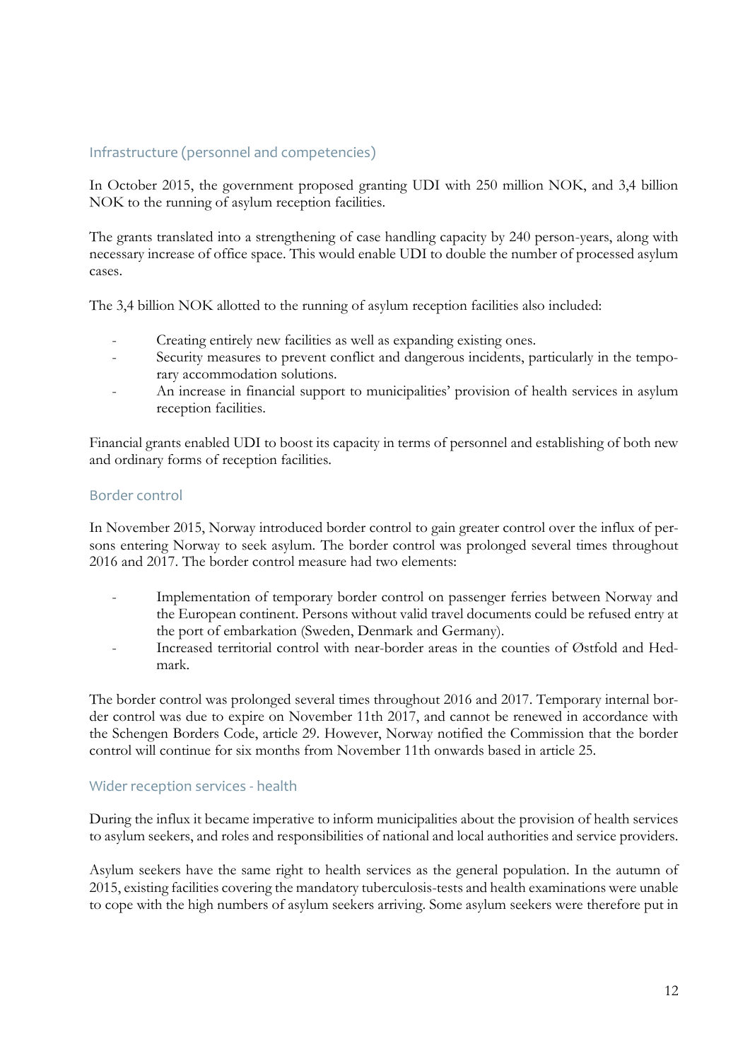## Infrastructure (personnel and competencies)

In October 2015, the government proposed granting UDI with 250 million NOK, and 3,4 billion NOK to the running of asylum reception facilities.

The grants translated into a strengthening of case handling capacity by 240 person-years, along with necessary increase of office space. This would enable UDI to double the number of processed asylum cases.

The 3,4 billion NOK allotted to the running of asylum reception facilities also included:

- Creating entirely new facilities as well as expanding existing ones.
- Security measures to prevent conflict and dangerous incidents, particularly in the temporary accommodation solutions.
- An increase in financial support to municipalities' provision of health services in asylum reception facilities.

Financial grants enabled UDI to boost its capacity in terms of personnel and establishing of both new and ordinary forms of reception facilities.

## Border control

In November 2015, Norway introduced border control to gain greater control over the influx of persons entering Norway to seek asylum. The border control was prolonged several times throughout 2016 and 2017. The border control measure had two elements:

- Implementation of temporary border control on passenger ferries between Norway and the European continent. Persons without valid travel documents could be refused entry at the port of embarkation (Sweden, Denmark and Germany).
- Increased territorial control with near-border areas in the counties of Østfold and Hedmark.

The border control was prolonged several times throughout 2016 and 2017. Temporary internal border control was due to expire on November 11th 2017, and cannot be renewed in accordance with the Schengen Borders Code, article 29. However, Norway notified the Commission that the border control will continue for six months from November 11th onwards based in article 25.

## Wider reception services - health

During the influx it became imperative to inform municipalities about the provision of health services to asylum seekers, and roles and responsibilities of national and local authorities and service providers.

Asylum seekers have the same right to health services as the general population. In the autumn of 2015, existing facilities covering the mandatory tuberculosis-tests and health examinations were unable to cope with the high numbers of asylum seekers arriving. Some asylum seekers were therefore put in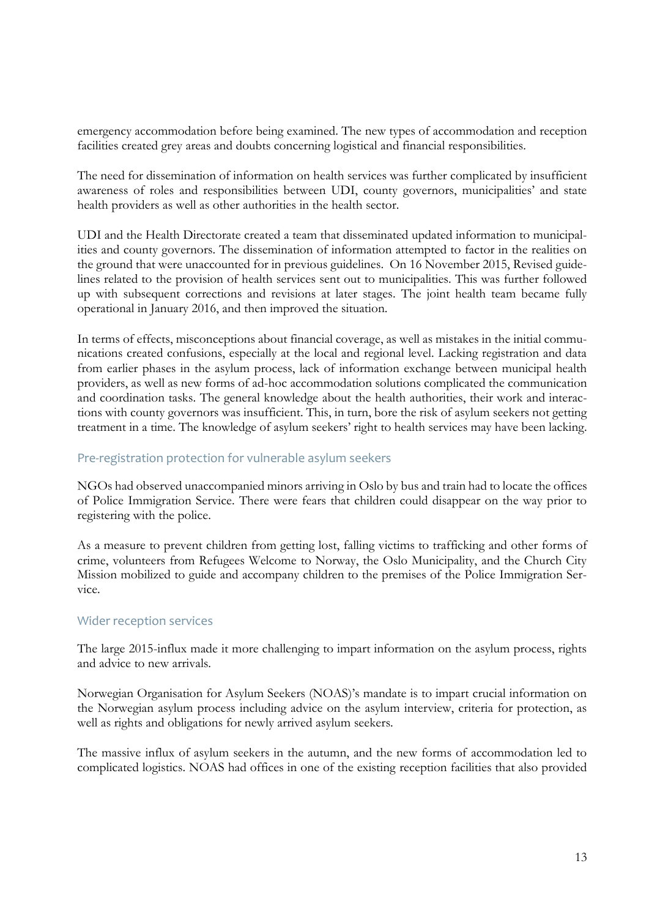emergency accommodation before being examined. The new types of accommodation and reception facilities created grey areas and doubts concerning logistical and financial responsibilities.

The need for dissemination of information on health services was further complicated by insufficient awareness of roles and responsibilities between UDI, county governors, municipalities' and state health providers as well as other authorities in the health sector.

UDI and the Health Directorate created a team that disseminated updated information to municipalities and county governors. The dissemination of information attempted to factor in the realities on the ground that were unaccounted for in previous guidelines. On 16 November 2015, Revised guidelines related to the provision of health services sent out to municipalities. This was further followed up with subsequent corrections and revisions at later stages. The joint health team became fully operational in January 2016, and then improved the situation.

In terms of effects, misconceptions about financial coverage, as well as mistakes in the initial communications created confusions, especially at the local and regional level. Lacking registration and data from earlier phases in the asylum process, lack of information exchange between municipal health providers, as well as new forms of ad-hoc accommodation solutions complicated the communication and coordination tasks. The general knowledge about the health authorities, their work and interactions with county governors was insufficient. This, in turn, bore the risk of asylum seekers not getting treatment in a time. The knowledge of asylum seekers' right to health services may have been lacking.

### Pre-registration protection for vulnerable asylum seekers

NGOs had observed unaccompanied minors arriving in Oslo by bus and train had to locate the offices of Police Immigration Service. There were fears that children could disappear on the way prior to registering with the police.

As a measure to prevent children from getting lost, falling victims to trafficking and other forms of crime, volunteers from Refugees Welcome to Norway, the Oslo Municipality, and the Church City Mission mobilized to guide and accompany children to the premises of the Police Immigration Service.

### Wider reception services

The large 2015-influx made it more challenging to impart information on the asylum process, rights and advice to new arrivals.

Norwegian Organisation for Asylum Seekers (NOAS)'s mandate is to impart crucial information on the Norwegian asylum process including advice on the asylum interview, criteria for protection, as well as rights and obligations for newly arrived asylum seekers.

The massive influx of asylum seekers in the autumn, and the new forms of accommodation led to complicated logistics. NOAS had offices in one of the existing reception facilities that also provided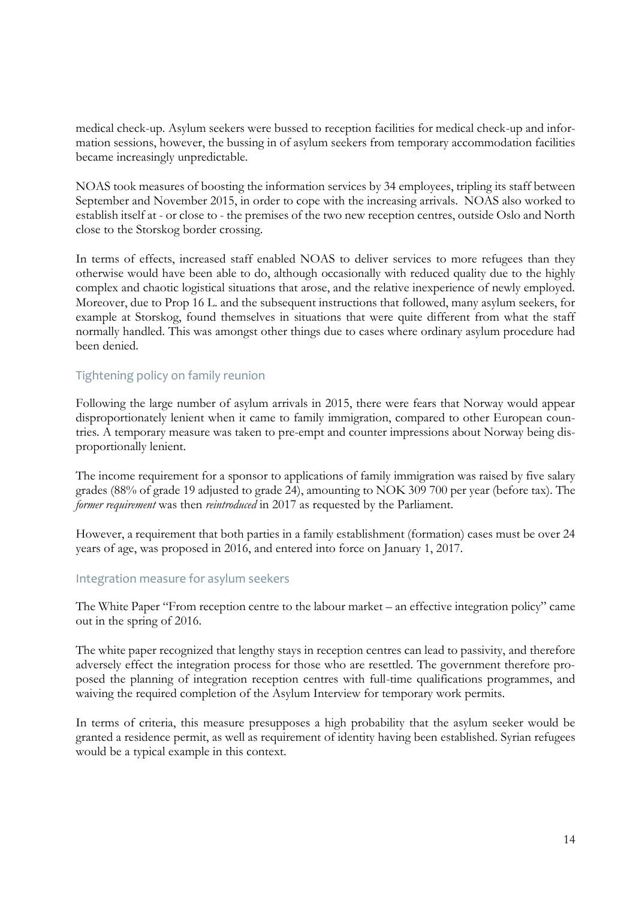medical check-up. Asylum seekers were bussed to reception facilities for medical check-up and information sessions, however, the bussing in of asylum seekers from temporary accommodation facilities became increasingly unpredictable.

NOAS took measures of boosting the information services by 34 employees, tripling its staff between September and November 2015, in order to cope with the increasing arrivals. NOAS also worked to establish itself at - or close to - the premises of the two new reception centres, outside Oslo and North close to the Storskog border crossing.

In terms of effects, increased staff enabled NOAS to deliver services to more refugees than they otherwise would have been able to do, although occasionally with reduced quality due to the highly complex and chaotic logistical situations that arose, and the relative inexperience of newly employed. Moreover, due to Prop 16 L. and the subsequent instructions that followed, many asylum seekers, for example at Storskog, found themselves in situations that were quite different from what the staff normally handled. This was amongst other things due to cases where ordinary asylum procedure had been denied.

### Tightening policy on family reunion

Following the large number of asylum arrivals in 2015, there were fears that Norway would appear disproportionately lenient when it came to family immigration, compared to other European countries. A temporary measure was taken to pre-empt and counter impressions about Norway being disproportionally lenient.

The income requirement for a sponsor to applications of family immigration was raised by five salary grades (88% of grade 19 adjusted to grade 24), amounting to NOK 309 700 per year (before tax). The *former requirement* was then *reintroduced* in 2017 as requested by the Parliament.

However, a requirement that both parties in a family establishment (formation) cases must be over 24 years of age, was proposed in 2016, and entered into force on January 1, 2017.

### Integration measure for asylum seekers

The White Paper "From reception centre to the labour market – an effective integration policy" came out in the spring of 2016.

The white paper recognized that lengthy stays in reception centres can lead to passivity, and therefore adversely effect the integration process for those who are resettled. The government therefore proposed the planning of integration reception centres with full-time qualifications programmes, and waiving the required completion of the Asylum Interview for temporary work permits.

In terms of criteria, this measure presupposes a high probability that the asylum seeker would be granted a residence permit, as well as requirement of identity having been established. Syrian refugees would be a typical example in this context.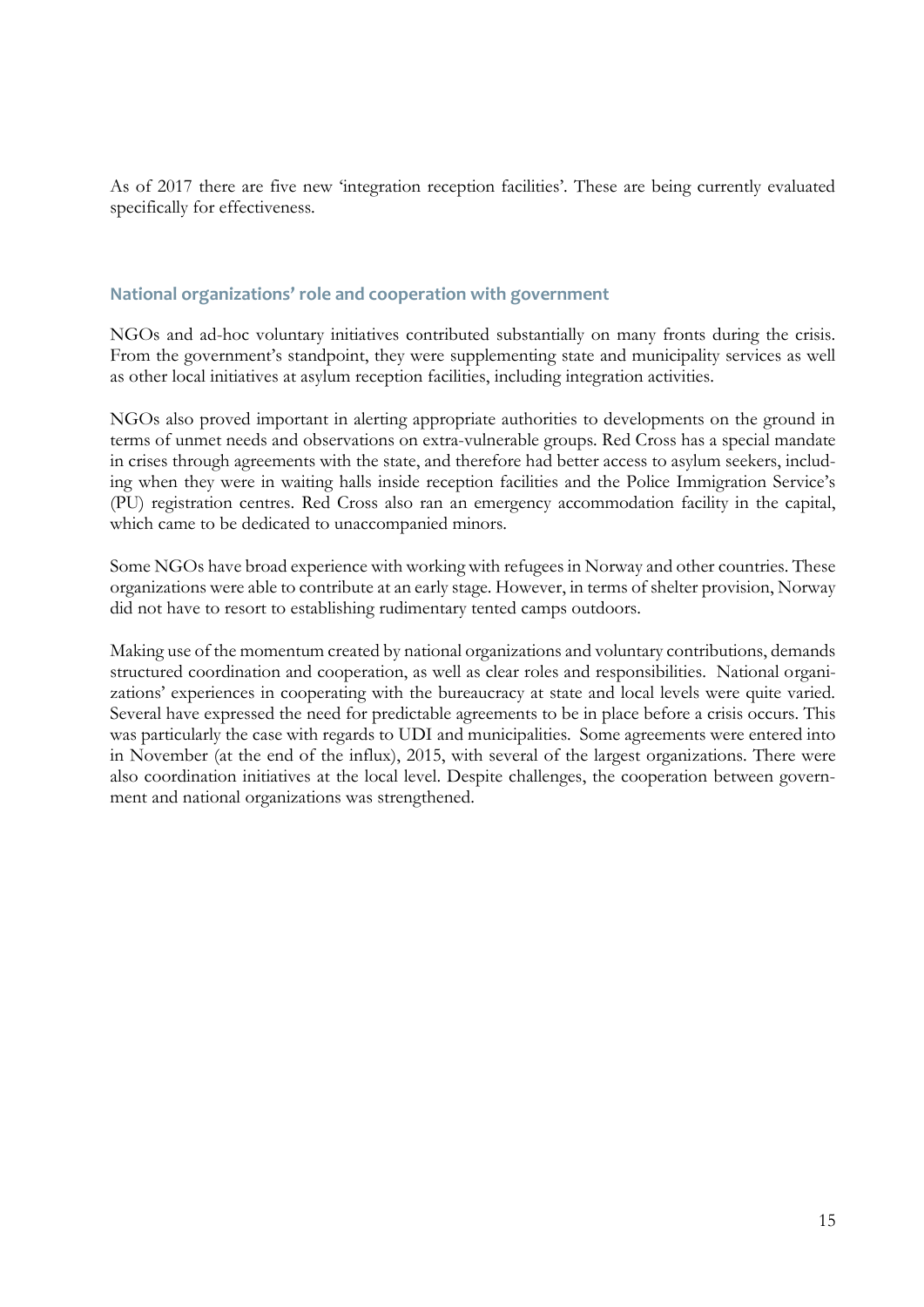As of 2017 there are five new 'integration reception facilities'. These are being currently evaluated specifically for effectiveness.

### National organizations' role and cooperation with government

NGOs and ad-hoc voluntary initiatives contributed substantially on many fronts during the crisis. From the government's standpoint, they were supplementing state and municipality services as well as other local initiatives at asylum reception facilities, including integration activities.

NGOs also proved important in alerting appropriate authorities to developments on the ground in terms of unmet needs and observations on extra-vulnerable groups. Red Cross has a special mandate in crises through agreements with the state, and therefore had better access to asylum seekers, including when they were in waiting halls inside reception facilities and the Police Immigration Service's (PU) registration centres. Red Cross also ran an emergency accommodation facility in the capital, which came to be dedicated to unaccompanied minors.

Some NGOs have broad experience with working with refugees in Norway and other countries. These organizations were able to contribute at an early stage. However, in terms of shelter provision, Norway did not have to resort to establishing rudimentary tented camps outdoors.

Making use of the momentum created by national organizations and voluntary contributions, demands structured coordination and cooperation, as well as clear roles and responsibilities. National organizations' experiences in cooperating with the bureaucracy at state and local levels were quite varied. Several have expressed the need for predictable agreements to be in place before a crisis occurs. This was particularly the case with regards to UDI and municipalities. Some agreements were entered into in November (at the end of the influx), 2015, with several of the largest organizations. There were also coordination initiatives at the local level. Despite challenges, the cooperation between government and national organizations was strengthened.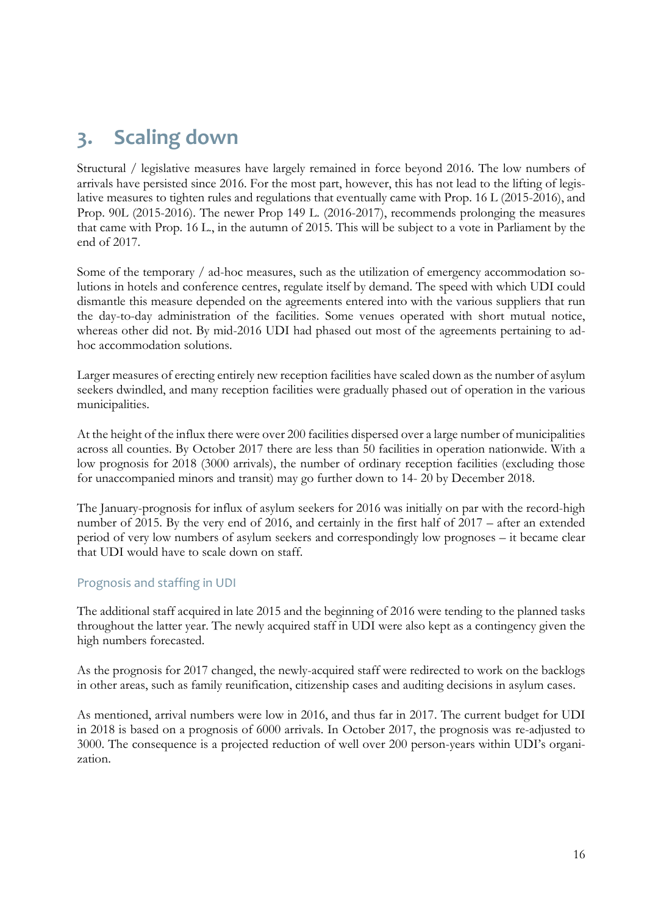# 3. Scaling down

Structural / legislative measures have largely remained in force beyond 2016. The low numbers of arrivals have persisted since 2016. For the most part, however, this has not lead to the lifting of legislative measures to tighten rules and regulations that eventually came with Prop. 16 L (2015-2016), and Prop. 90L (2015-2016). The newer Prop 149 L. (2016-2017), recommends prolonging the measures that came with Prop. 16 L., in the autumn of 2015. This will be subject to a vote in Parliament by the end of 2017.

Some of the temporary / ad-hoc measures, such as the utilization of emergency accommodation solutions in hotels and conference centres, regulate itself by demand. The speed with which UDI could dismantle this measure depended on the agreements entered into with the various suppliers that run the day-to-day administration of the facilities. Some venues operated with short mutual notice, whereas other did not. By mid-2016 UDI had phased out most of the agreements pertaining to ad-hoc accommodation solutions.

Larger measures of erecting entirely new reception facilities have scaled down as the number of asylum seekers dwindled, and many reception facilities were gradually phased out of operation in the various municipalities.

At the height of the influx there were over 200 facilities dispersed over a large number of municipalities across all counties. By October 2017 there are less than 50 facilities in operation nationwide. With a low prognosis for 2018 (3000 arrivals), the number of ordinary reception facilities (excluding those for unaccompanied minors and transit) may go further down to 14- 20 by December 2018.

The January-prognosis for influx of asylum seekers for 2016 was initially on par with the record-high number of 2015. By the very end of 2016, and certainly in the first half of 2017 – after an extended period of very low numbers of asylum seekers and correspondingly low prognoses – it became clear that UDI would have to scale down on staff.

## Prognosis and staffing in UDI

The additional staff acquired in late 2015 and the beginning of 2016 were tending to the planned tasks throughout the latter year. The newly acquired staff in UDI were also kept as a contingency given the high numbers forecasted.

As the prognosis for 2017 changed, the newly-acquired staff were redirected to work on the backlogs in other areas, such as family reunification, citizenship cases and auditing decisions in asylum cases.

As mentioned, arrival numbers were low in 2016, and thus far in 2017. The current budget for UDI in 2018 is based on a prognosis of 6000 arrivals. In October 2017, the prognosis was re-adjusted to 3000. The consequence is a projected reduction of well over 200 person-years within UDI's organization.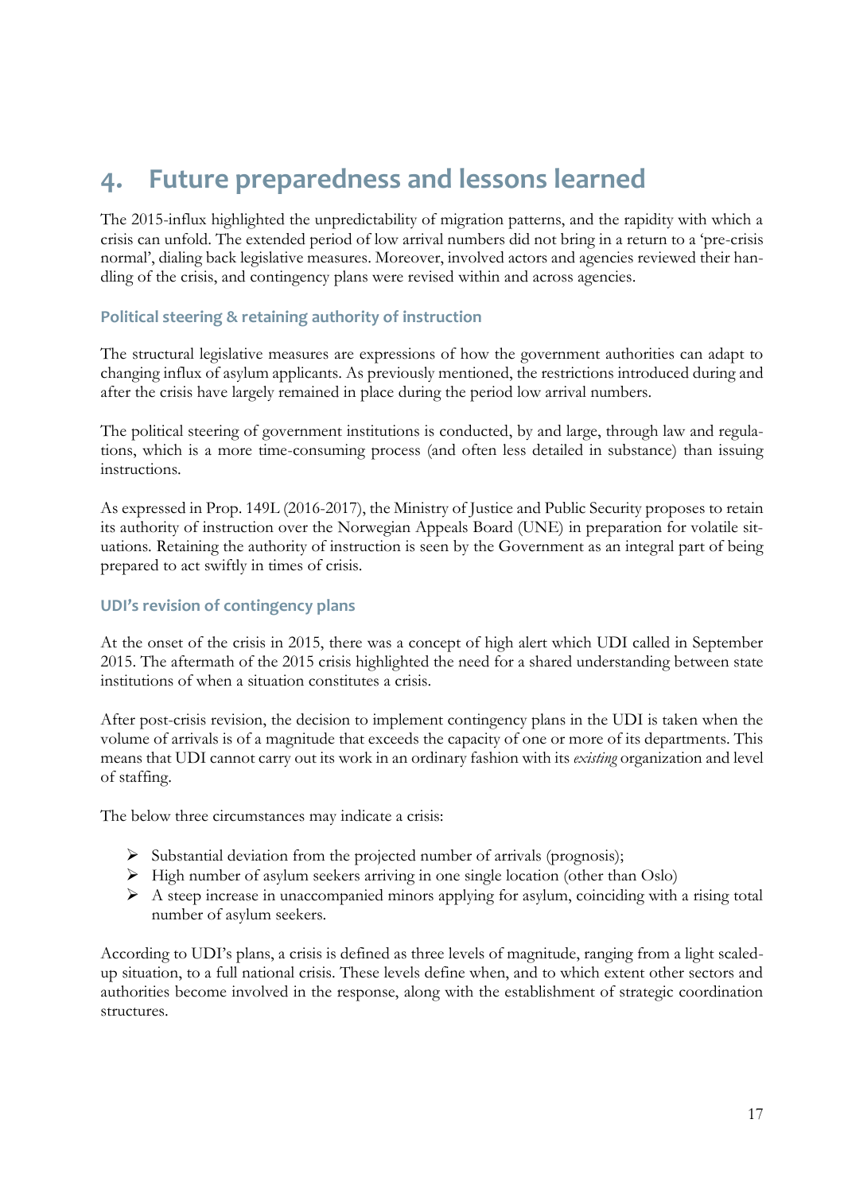# 4. Future preparedness and lessons learned

The 2015-influx highlighted the unpredictability of migration patterns, and the rapidity with which a crisis can unfold. The extended period of low arrival numbers did not bring in a return to a 'pre-crisis normal', dialing back legislative measures. Moreover, involved actors and agencies reviewed their handling of the crisis, and contingency plans were revised within and across agencies.

### Political steering & retaining authority of instruction

The structural legislative measures are expressions of how the government authorities can adapt to changing influx of asylum applicants. As previously mentioned, the restrictions introduced during and after the crisis have largely remained in place during the period low arrival numbers.

The political steering of government institutions is conducted, by and large, through law and regulations, which is a more time-consuming process (and often less detailed in substance) than issuing instructions.

As expressed in Prop. 149L (2016-2017), the Ministry of Justice and Public Security proposes to retain its authority of instruction over the Norwegian Appeals Board (UNE) in preparation for volatile situations. Retaining the authority of instruction is seen by the Government as an integral part of being prepared to act swiftly in times of crisis.

### UDI's revision of contingency plans

At the onset of the crisis in 2015, there was a concept of high alert which UDI called in September 2015. The aftermath of the 2015 crisis highlighted the need for a shared understanding between state institutions of when a situation constitutes a crisis.

After post-crisis revision, the decision to implement contingency plans in the UDI is taken when the volume of arrivals is of a magnitude that exceeds the capacity of one or more of its departments. This means that UDI cannot carry out its work in an ordinary fashion with its *existing* organization and level of staffing.

The below three circumstances may indicate a crisis:

- Substantial deviation from the projected number of arrivals (prognosis);
- High number of asylum seekers arriving in one single location (other than Oslo)
- A steep increase in unaccompanied minors applying for asylum, coinciding with a rising total number of asylum seekers.

According to UDI's plans, a crisis is defined as three levels of magnitude, ranging from a light scaled-up situation, to a full national crisis. These levels define when, and to which extent other sectors and authorities become involved in the response, along with the establishment of strategic coordination structures.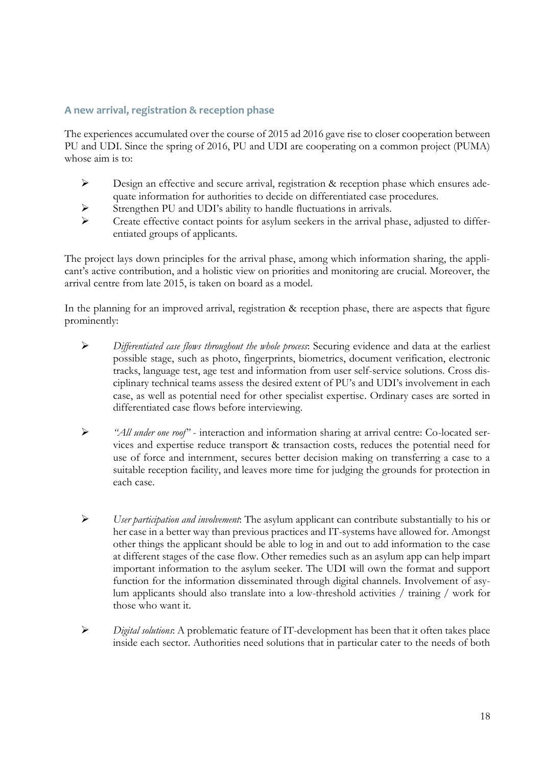## A new arrival, registration & reception phase

The experiences accumulated over the course of 2015 ad 2016 gave rise to closer cooperation between PU and UDI. Since the spring of 2016, PU and UDI are cooperating on a common project (PUMA) whose aim is to:

- Design an effective and secure arrival, registration & reception phase which ensures adequate information for authorities to decide on differentiated case procedures.
- Strengthen PU and UDI's ability to handle fluctuations in arrivals.
- Create effective contact points for asylum seekers in the arrival phase, adjusted to differentiated groups of applicants.

The project lays down principles for the arrival phase, among which information sharing, the applicant's active contribution, and a holistic view on priorities and monitoring are crucial. Moreover, the arrival centre from late 2015, is taken on board as a model.

In the planning for an improved arrival, registration & reception phase, there are aspects that figure prominently:

- *Differentiated case flows throughout the whole process*: Securing evidence and data at the earliest possible stage, such as photo, fingerprints, biometrics, document verification, electronic tracks, language test, age test and information from user self-service solutions. Cross disciplinary technical teams assess the desired extent of PU's and UDI's involvement in each case, as well as potential need for other specialist expertise. Ordinary cases are sorted in differentiated case flows before interviewing.

- *"All under one roof"* - interaction and information sharing at arrival centre: Co-located services and expertise reduce transport & transaction costs, reduces the potential need for use of force and internment, secures better decision making on transferring a case to a suitable reception facility, and leaves more time for judging the grounds for protection in each case.

- *User participation and involvement*: The asylum applicant can contribute substantially to his or her case in a better way than previous practices and IT-systems have allowed for. Amongst other things the applicant should be able to log in and out to add information to the case at different stages of the case flow. Other remedies such as an asylum app can help impart important information to the asylum seeker. The UDI will own the format and support function for the information disseminated through digital channels. Involvement of asylum applicants should also translate into a low-threshold activities / training / work for those who want it.

- *Digital solutions*: A problematic feature of IT-development has been that it often takes place inside each sector. Authorities need solutions that in particular cater to the needs of both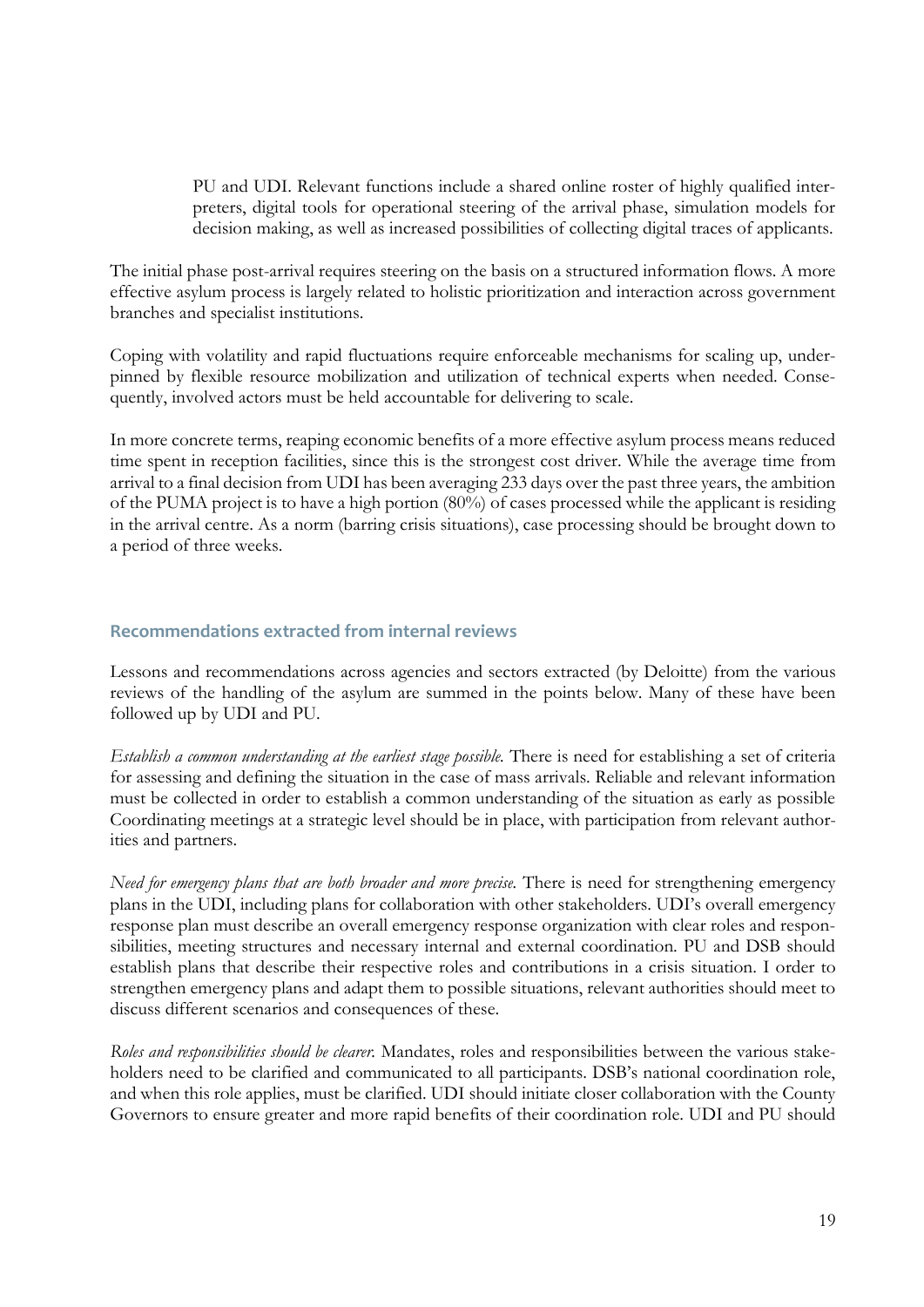PU and UDI. Relevant functions include a shared online roster of highly qualified interpreters, digital tools for operational steering of the arrival phase, simulation models for decision making, as well as increased possibilities of collecting digital traces of applicants.

The initial phase post-arrival requires steering on the basis on a structured information flows. A more effective asylum process is largely related to holistic prioritization and interaction across government branches and specialist institutions.

Coping with volatility and rapid fluctuations require enforceable mechanisms for scaling up, underpinned by flexible resource mobilization and utilization of technical experts when needed. Consequently, involved actors must be held accountable for delivering to scale.

In more concrete terms, reaping economic benefits of a more effective asylum process means reduced time spent in reception facilities, since this is the strongest cost driver. While the average time from arrival to a final decision from UDI has been averaging 233 days over the past three years, the ambition of the PUMA project is to have a high portion (80%) of cases processed while the applicant is residing in the arrival centre. As a norm (barring crisis situations), case processing should be brought down to a period of three weeks.

## Recommendations extracted from internal reviews

Lessons and recommendations across agencies and sectors extracted (by Deloitte) from the various reviews of the handling of the asylum are summed in the points below. Many of these have been followed up by UDI and PU.

*Establish a common understanding at the earliest stage possible.* There is need for establishing a set of criteria for assessing and defining the situation in the case of mass arrivals. Reliable and relevant information must be collected in order to establish a common understanding of the situation as early as possible Coordinating meetings at a strategic level should be in place, with participation from relevant authorities and partners.

*Need for emergency plans that are both broader and more precise.* There is need for strengthening emergency plans in the UDI, including plans for collaboration with other stakeholders. UDI's overall emergency response plan must describe an overall emergency response organization with clear roles and responsibilities, meeting structures and necessary internal and external coordination. PU and DSB should establish plans that describe their respective roles and contributions in a crisis situation. I order to strengthen emergency plans and adapt them to possible situations, relevant authorities should meet to discuss different scenarios and consequences of these.

*Roles and responsibilities should be clearer.* Mandates, roles and responsibilities between the various stakeholders need to be clarified and communicated to all participants. DSB's national coordination role, and when this role applies, must be clarified. UDI should initiate closer collaboration with the County Governors to ensure greater and more rapid benefits of their coordination role. UDI and PU should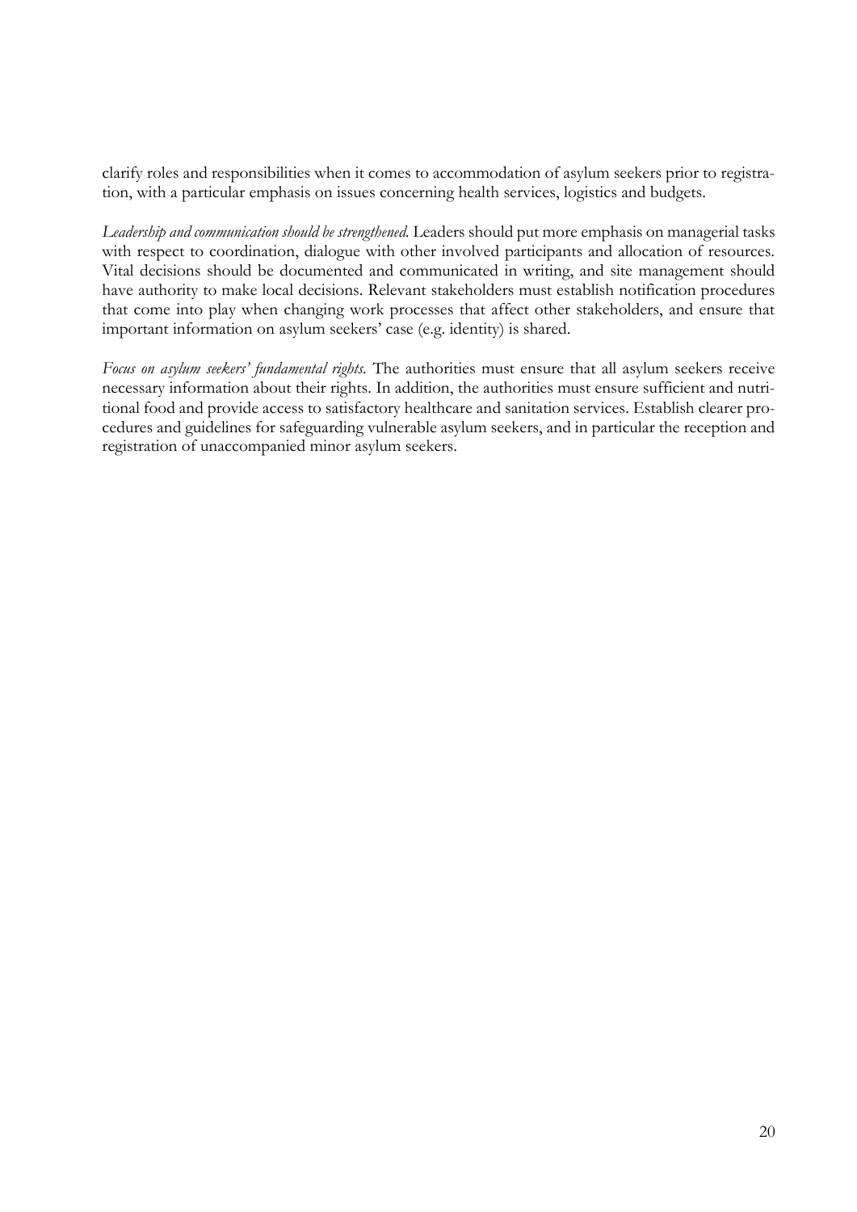clarify roles and responsibilities when it comes to accommodation of asylum seekers prior to registration, with a particular emphasis on issues concerning health services, logistics and budgets.

*Leadership and communication should be strengthened.* Leaders should put more emphasis on managerial tasks with respect to coordination, dialogue with other involved participants and allocation of resources. Vital decisions should be documented and communicated in writing, and site management should have authority to make local decisions. Relevant stakeholders must establish notification procedures that come into play when changing work processes that affect other stakeholders, and ensure that important information on asylum seekers' case (e.g. identity) is shared.

*Focus on asylum seekers' fundamental rights.* The authorities must ensure that all asylum seekers receive necessary information about their rights. In addition, the authorities must ensure sufficient and nutritional food and provide access to satisfactory healthcare and sanitation services. Establish clearer procedures and guidelines for safeguarding vulnerable asylum seekers, and in particular the reception and registration of unaccompanied minor asylum seekers.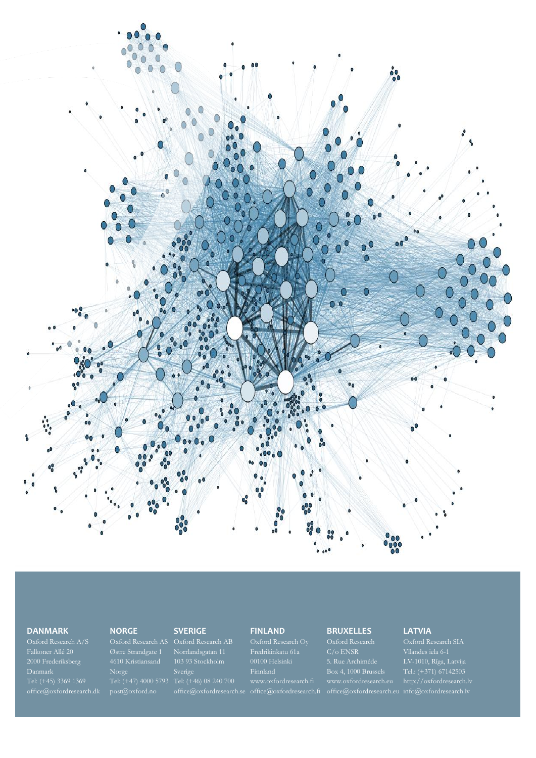**DANMARK**
Oxford Research A/S
Falkoner Allé 20
2000 Frederiksberg
Danmark
Tel: (+45) 3369 1369
office@oxfordresearch.dk

**NORGE**
Oxford Research AS
Østre Strandgate 1
4610 Kristiansand
Norge
Tel: (+47) 4000 5793
post@oxford.no

**SVERIGE**
Oxford Research AB
Norrlandsgatan 11
103 93 Stockholm
Sverige
Tel: (+46) 08 240 700
office@oxfordresearch.se

**FINLAND**
Oxford Research Oy
Fredrikinkatu 61a
00100 Helsinki
Finnland
www.oxfordresearch.fi
office@oxfordresearch.fi

**BRUXELLES**
Oxford Research
C/o ENSR
5. Rue Archiméde
Box 4, 1000 Brussels
www.oxfordresearch.eu
office@oxfordresearch.eu

**LATVIA**
Oxford Research SIA
Vilandes iela 6-1
LV-1010, Riga, Latvija
Tel.: (+371) 67142503
http://oxfordresearch.lv
info@oxfordresearch.lv